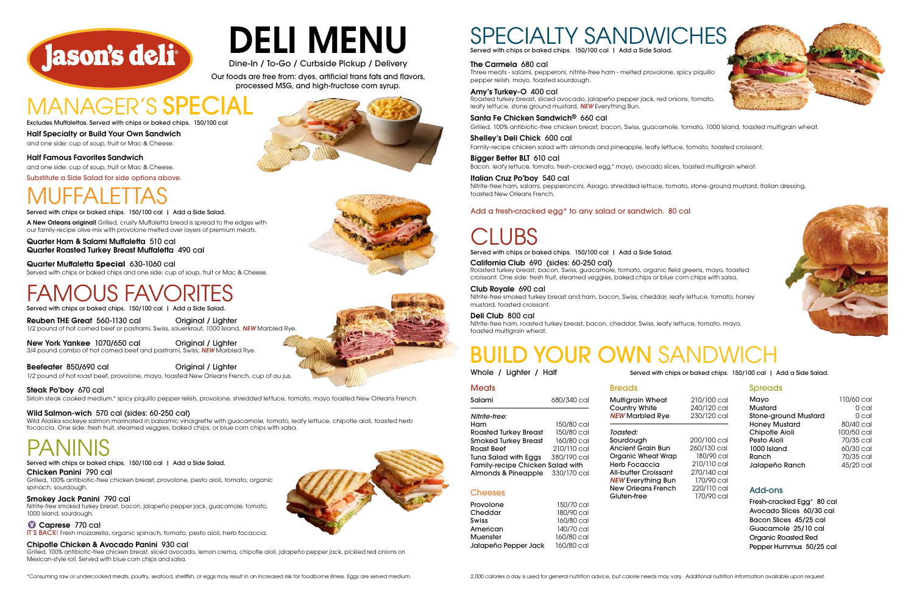# DELI MENU

Dine-In / To-Go / Curbside Pickup / Delivery

Our foods are free from: dyes, artificial trans fats and flavors, processed MSG, and high-fructose corn syrup.

## MANAGER'S SPECIAL

Excludes Muffalettas. Served with chips or baked chips. 150/100 cal

**Half Specialty or Build Your Own Sandwich**
and one side: cup of soup, fruit or Mac & Cheese.

**Half Famous Favorites Sandwich**
and one side: cup of soup, fruit or Mac & Cheese.

Substitute a Side Salad for side options above.

## MUFFALETTAS

Served with chips or baked chips. 150/100 cal | Add a Side Salad.

**A New Orleans original!** Grilled, crusty Muffaletta bread is spread to the edges with our family-recipe olive mix with provolone melted over layers of premium meats.

**Quarter Ham & Salami Muffaletta** 510 cal
**Quarter Roasted Turkey Breast Muffaletta** 490 cal

**Quarter Muffaletta Special** 630-1060 cal
Served with chips or baked chips and one side: cup of soup, fruit or Mac & Cheese.

## FAMOUS FAVORITES

Served with chips or baked chips. 150/100 cal | Add a Side Salad.

**Reuben THE Great** 560-1130 cal — Original / Lighter
1/2 pound of hot corned beef or pastrami, Swiss, sauerkraut, 1000 Island, ***NEW*** Marbled Rye.

**New York Yankee** 1070/650 cal — Original / Lighter
3/4 pound combo of hot corned beef and pastrami, Swiss, ***NEW*** Marbled Rye.

**Beefeater** 850/690 cal — Original / Lighter
1/2 pound of hot roast beef, provolone, mayo, toasted New Orleans French, cup of au jus.

**Steak Po'boy** 670 cal
Sirloin steak cooked medium,* spicy piquillo pepper relish, provolone, shredded lettuce, tomato, mayo toasted New Orleans French.

**Wild Salmon-wich** 570 cal (sides: 60-250 cal)
Wild Alaska sockeye salmon marinated in balsamic vinaigrette with guacamole, tomato, leafy lettuce, chipotle aioli, toasted herb focaccia. One side: fresh fruit, steamed veggies, baked chips, or blue corn chips with salsa.

## PANINIS

Served with chips or baked chips. 150/100 cal | Add a Side Salad.

**Chicken Panini** 790 cal
Grilled, 100% antibiotic-free chicken breast, provolone, pesto aioli, tomato, organic spinach, sourdough.

**Smokey Jack Panini** 790 cal
Nitrite-free smoked turkey breast, bacon, jalapeño pepper jack, guacamole, tomato, 1000 Island, sourdough.

**(V) Caprese** 770 cal
IT'S BACK! Fresh mozzarella, organic spinach, tomato, pesto aioli, herb focaccia.

**Chipotle Chicken & Avocado Panini** 930 cal
Grilled, 100% antibiotic-free chicken breast, sliced avocado, lemon crema, chipotle aioli, jalapeño pepper jack, pickled red onions on Mexican-style roll. Served with blue corn chips and salsa.

*Consuming raw or undercooked meats, poultry, seafood, shellfish, or eggs may result in an increased risk for foodborne illness. Eggs are served medium.

## SPECIALTY SANDWICHES

Served with chips or baked chips. 150/100 cal | Add a Side Salad.

**The Carmela** 680 cal
Three meats - salami, pepperoni, nitrite-free ham - melted provolone, spicy piquillo pepper relish, mayo, toasted sourdough.

**Amy's Turkey-O** 400 cal
Roasted turkey breast, sliced avocado, jalapeño pepper jack, red onions, tomato, leafy lettuce, stone ground mustard, ***NEW*** Everything Bun.

**Santa Fe Chicken Sandwich®** 660 cal
Grilled, 100% antibiotic-free chicken breast, bacon, Swiss, guacamole, tomato, 1000 Island, toasted multigrain wheat.

**Shelley's Deli Chick** 600 cal
Family-recipe chicken salad with almonds and pineapple, leafy lettuce, tomato, toasted croissant.

**Bigger Better BLT** 610 cal
Bacon, leafy lettuce, tomato, fresh-cracked egg,* mayo, avocado slices, toasted multigrain wheat.

**Italian Cruz Po'boy** 540 cal
Nitrite-free ham, salami, pepperoncini, Asiago, shredded lettuce, tomato, stone-ground mustard, Italian dressing, toasted New Orleans French.

Add a fresh-cracked egg* to any salad or sandwich. 80 cal

## CLUBS

Served with chips or baked chips. 150/100 cal | Add a Side Salad.

**California Club** 690 (sides: 60-250 cal)
Roasted turkey breast, bacon, Swiss, guacamole, tomato, organic field greens, mayo, toasted croissant. One side: fresh fruit, steamed veggies, baked chips or blue corn chips with salsa.

**Club Royale** 690 cal
Nitrite-free smoked turkey breast and ham, bacon, Swiss, cheddar, leafy lettuce, tomato, honey mustard, toasted croissant.

**Deli Club** 800 cal
Nitrite-free ham, roasted turkey breast, bacon, cheddar, Swiss, leafy lettuce, tomato, mayo, toasted multigrain wheat.

## BUILD YOUR OWN SANDWICH

Whole / Lighter / Half

Served with chips or baked chips. 150/100 cal | Add a Side Salad.

### Meats

| Item | Calories |
|---|---|
| Salami | 680/340 cal |
| *Nitrite-free:* | |
| Ham | 150/80 cal |
| Roasted Turkey Breast | 150/80 cal |
| Smoked Turkey Breast | 160/80 cal |
| Roast Beef | 210/110 cal |
| Tuna Salad with Eggs | 380/190 cal |
| Family-recipe Chicken Salad with Almonds & Pineapple | 330/170 cal |

### Cheeses

| Item | Calories |
|---|---|
| Provolone | 150/70 cal |
| Cheddar | 180/90 cal |
| Swiss | 160/80 cal |
| American | 140/70 cal |
| Muenster | 160/80 cal |
| Jalapeño Pepper Jack | 160/80 cal |

### Breads

| Item | Calories |
|---|---|
| Multigrain Wheat | 210/100 cal |
| Country White | 240/120 cal |
| ***NEW*** Marbled Rye | 230/120 cal |
| *Toasted:* | |
| Sourdough | 200/100 cal |
| Ancient Grain Bun | 260/130 cal |
| Organic Wheat Wrap | 180/90 cal |
| Herb Focaccia | 210/110 cal |
| All-butter Croissant | 270/140 cal |
| ***NEW*** Everything Bun | 170/90 cal |
| New Orleans French | 220/110 cal |
| Gluten-free | 170/90 cal |

### Spreads

| Item | Calories |
|---|---|
| Mayo | 110/60 cal |
| Mustard | 0 cal |
| Stone-ground Mustard | 0 cal |
| Honey Mustard | 80/40 cal |
| Chipotle Aioli | 100/50 cal |
| Pesto Aioli | 70/35 cal |
| 1000 Island | 60/30 cal |
| Ranch | 70/35 cal |
| Jalapeño Ranch | 45/20 cal |

### Add-ons

- Fresh-cracked Egg* 80 cal
- Avocado Slices 60/30 cal
- Bacon Slices 45/25 cal
- Guacamole 25/10 cal
- Organic Roasted Red Pepper Hummus 50/25 cal

2,000 calories a day is used for general nutrition advice, but calorie needs may vary. Additional nutrition information available upon request.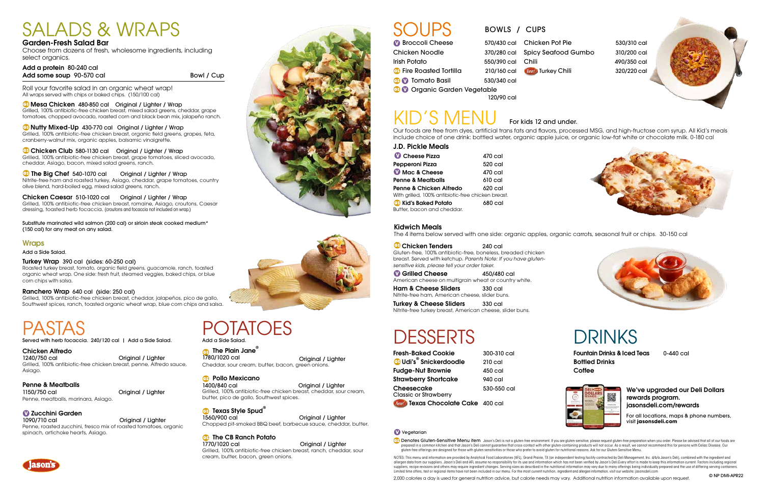# SALADS & WRAPS

## Garden-Fresh Salad Bar

Choose from dozens of fresh, wholesome ingredients, including select organics.

**Add a protein** 80-240 cal
**Add some soup** 90-570 cal — Bowl / Cup

Roll your favorite salad in an organic wheat wrap!
All wraps served with chips or baked chips. (150/100 cal)

**GS Mesa Chicken** 480-850 cal — Original / Lighter / Wrap
Grilled, 100% antibiotic-free chicken breast, mixed salad greens, cheddar, grape tomatoes, chopped avocado, roasted corn and black bean mix, jalapeño ranch.

**GS Nutty Mixed-Up** 430-770 cal — Original / Lighter / Wrap
Grilled, 100% antibiotic-free chicken breast, organic field greens, grapes, feta, cranberry-walnut mix, organic apples, balsamic vinaigrette.

**GS Chicken Club** 580-1130 cal — Original / Lighter / Wrap
Grilled, 100% antibiotic-free chicken breast, grape tomatoes, sliced avocado, cheddar, Asiago, bacon, mixed salad greens, ranch.

**GS The Big Chef** 540-1070 cal — Original / Lighter / Wrap
Nitrite-free ham and roasted turkey, Asiago, cheddar, grape tomatoes, country olive blend, hard-boiled egg, mixed salad greens, ranch.

**Chicken Caesar** 510-1020 cal — Original / Lighter / Wrap
Grilled, 100% antibiotic-free chicken breast, romaine, Asiago, croutons, Caesar dressing, toasted herb focaccia. (croutons and focaccia not included on wrap.)

Substitute marinated wild salmon (200 cal) or sirloin steak cooked medium* (150 cal) for any meat on any salad.

## Wraps

Add a Side Salad.

**Turkey Wrap** 390 cal (sides: 60-250 cal)
Roasted turkey breast, tomato, organic field greens, guacamole, ranch, toasted organic wheat wrap. One side: fresh fruit, steamed veggies, baked chips, or blue corn chips with salsa.

**Ranchero Wrap** 640 cal (side: 250 cal)
Grilled, 100% antibiotic-free chicken breast, cheddar, jalapeños, pico de gallo, Southwest spices, ranch, toasted organic wheat wrap, blue corn chips and salsa.

# PASTAS

Served with herb focaccia. 240/120 cal | Add a Side Salad.

**Chicken Alfredo**
1240/750 cal — Original / Lighter
Grilled, 100% antibiotic-free chicken breast, penne, Alfredo sauce, Asiago.

**Penne & Meatballs**
1150/750 cal — Original / Lighter
Penne, meatballs, marinara, Asiago.

**V Zucchini Garden**
1090/710 cal — Original / Lighter
Penne, roasted zucchini, fresco mix of roasted tomatoes, organic spinach, artichoke hearts, Asiago.

# POTATOES

Add a Side Salad.

**GS The Plain Jane®**
1780/1020 cal — Original / Lighter
Cheddar, sour cream, butter, bacon, green onions.

**GS Pollo Mexicano**
1400/840 cal — Original / Lighter
Grilled, 100% antibiotic-free chicken breast, cheddar, sour cream, butter, pico de gallo, Southwest spices.

**GS Texas Style Spud®**
1560/900 cal — Original / Lighter
Chopped pit-smoked BBQ beef, barbecue sauce, cheddar, butter.

**GS The CB Ranch Potato**
1770/1020 cal — Original / Lighter
Grilled, 100% antibiotic-free chicken breast, ranch, cheddar, sour cream, butter, bacon, green onions.

# SOUPS

BOWLS / CUPS

| | |
|---|---|
| V Broccoli Cheese | 570/430 cal |
| Chicken Noodle | 370/280 cal |
| Irish Potato | 550/390 cal |
| GS Fire Roasted Tortilla | 210/160 cal |
| GS V Tomato Basil | 530/340 cal |
| GS V Organic Garden Vegetable | 120/90 cal |
| Chicken Pot Pie | 530/310 cal |
| Spicy Seafood Gumbo | 310/200 cal |
| Chili | 490/350 cal |
| New! Turkey Chili | 320/220 cal |

# KID'S MENU

For kids 12 and under.

Our foods are free from dyes, artificial trans fats and flavors, processed MSG, and high-fructose corn syrup. All Kid's meals include choice of one drink: bottled water, organic apple juice, or organic low-fat white or chocolate milk. 0-180 cal

## J.D. Pickle Meals

| | |
|---|---|
| **V Cheese Pizza** | 470 cal |
| **Pepperoni Pizza** | 520 cal |
| **V Mac & Cheese** | 470 cal |
| **Penne & Meatballs** | 610 cal |
| **Penne & Chicken Alfredo** | 620 cal |

With grilled, 100% antibiotic-free chicken breast.

**GS Kid's Baked Potato** 680 cal
Butter, bacon and cheddar.

## Kidwich Meals

The 4 items below served with one side: organic apples, organic carrots, seasonal fruit or chips. 30-150 cal

**GS Chicken Tenders** 240 cal
Gluten-free, 100% antibiotic-free, boneless, breaded chicken breast. Served with ketchup. *Parents Note: If you have gluten-sensitive kids, please tell your order taker.*

**V Grilled Cheese** 450/480 cal
American cheese on multigrain wheat or country white.

**Ham & Cheese Sliders** 330 cal
Nitrite-free ham, American cheese, slider buns.

**Turkey & Cheese Sliders** 330 cal
Nitrite-free turkey breast, American cheese, slider buns.

# DESSERTS

| | |
|---|---|
| **Fresh-Baked Cookie** | 300-310 cal |
| **GS Udi's® Snickerdoodle** | 210 cal |
| **Fudge-Nut Brownie** | 450 cal |
| **Strawberry Shortcake** | 940 cal |
| **Cheesecake** (Classic or Strawberry) | 530-550 cal |
| **New! Texas Chocolate Cake** | 400 cal |

# DRINKS

**Fountain Drinks & Iced Teas** 0-440 cal
**Bottled Drinks**
**Coffee**

**We've upgraded our Deli Dollars rewards program. jasonsdeli.com/rewards**

For all locations, maps & phone numbers, visit **jasonsdeli.com**

V Vegetarian

GS **Denotes Gluten-Sensitive Menu item** Jason's Deli is not a gluten-free environment. If you are gluten-sensitive, please request gluten-free preparation when you order. Please be advised that all of our foods are prepared in a common kitchen and that Jason's Deli cannot guarantee that cross-contact with other gluten-containing products will not occur. As a result, we cannot recommend this for persons with Celiac Disease. Our gluten-free offerings are designed for those with gluten sensitivities or those who prefer to avoid gluten for nutritional reasons. Ask for our Gluten-Sensitive Menu.

NOTES: This menu and information are provided by Analytical Food Laboratories (AFL), Grand Prairie, TX (an independent testing facility contracted by Deli Management, Inc. d/b/a Jason's Deli), combined with the ingredient and allergen data from our suppliers. Jason's Deli and AFL assume no responsibility for its use and information which has not been verified by Jason's Deli. Every effort is made to keep this information current. Factors including regional suppliers, recipe revisions and others may require ingredient changes. Serving sizes as described in the nutritional information may vary due to many offerings being individually prepared and the use of differing serving containers. Limited time offers, test or regional items have not been included in our menu. For the most current nutrition, ingredient and allergen information, visit our website: jasonsdeli.com

2,000 calories a day is used for general nutrition advice, but calorie needs may vary. Additional nutrition information available upon request.

© NP DMI-APR22